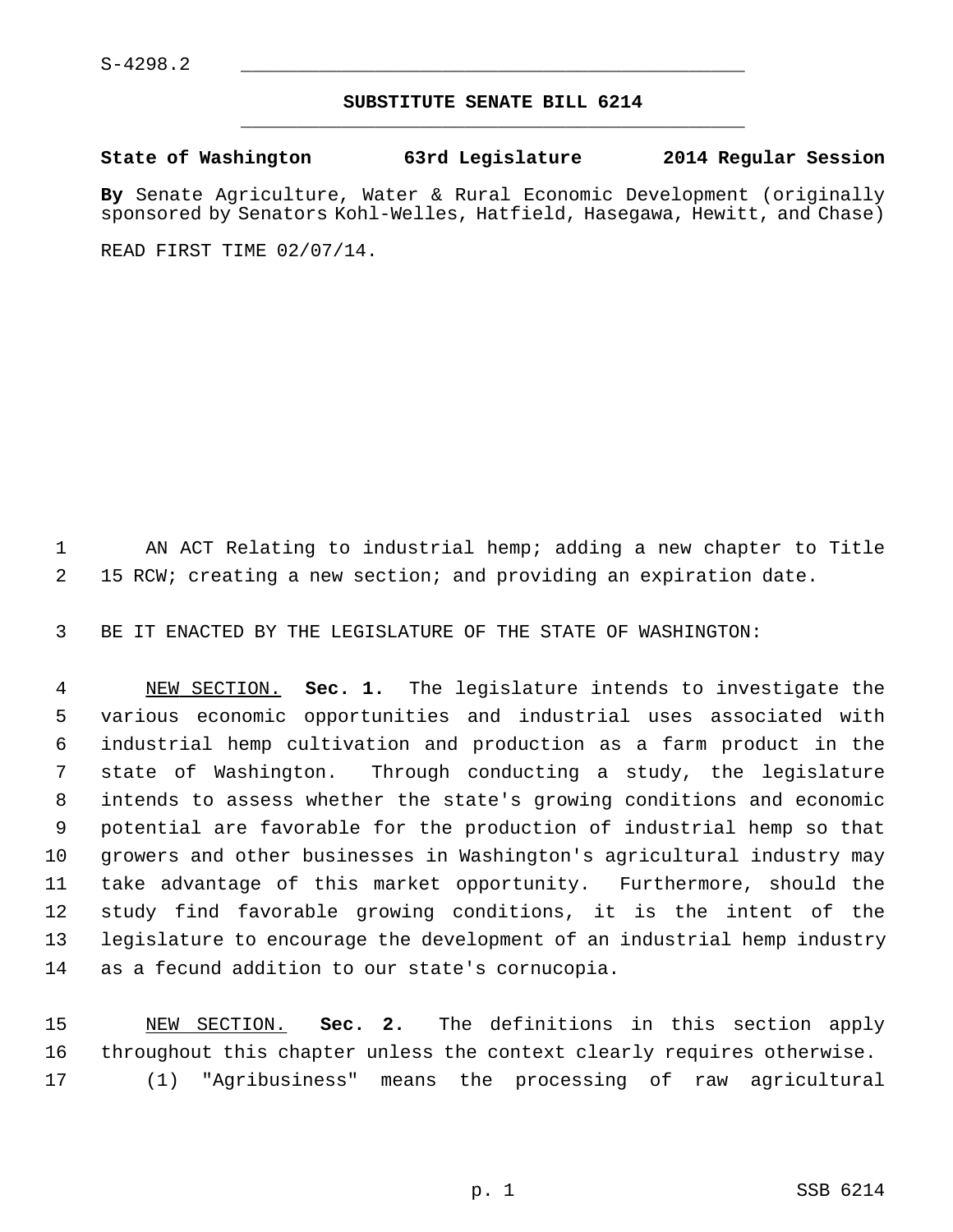S-4298.2

## SUBSTITUTE SENATE BILL 6214

**State of Washington 63rd Legislature 2014 Regular Session**

**By** Senate Agriculture, Water & Rural Economic Development (originally sponsored by Senators Kohl-Welles, Hatfield, Hasegawa, Hewitt, and Chase)

READ FIRST TIME 02/07/14.

AN ACT Relating to industrial hemp; adding a new chapter to Title 15 RCW; creating a new section; and providing an expiration date.

BE IT ENACTED BY THE LEGISLATURE OF THE STATE OF WASHINGTON:

NEW SECTION. **Sec. 1.** The legislature intends to investigate the various economic opportunities and industrial uses associated with industrial hemp cultivation and production as a farm product in the state of Washington. Through conducting a study, the legislature intends to assess whether the state's growing conditions and economic potential are favorable for the production of industrial hemp so that growers and other businesses in Washington's agricultural industry may take advantage of this market opportunity. Furthermore, should the study find favorable growing conditions, it is the intent of the legislature to encourage the development of an industrial hemp industry as a fecund addition to our state's cornucopia.

NEW SECTION. **Sec. 2.** The definitions in this section apply throughout this chapter unless the context clearly requires otherwise.

(1) "Agribusiness" means the processing of raw agricultural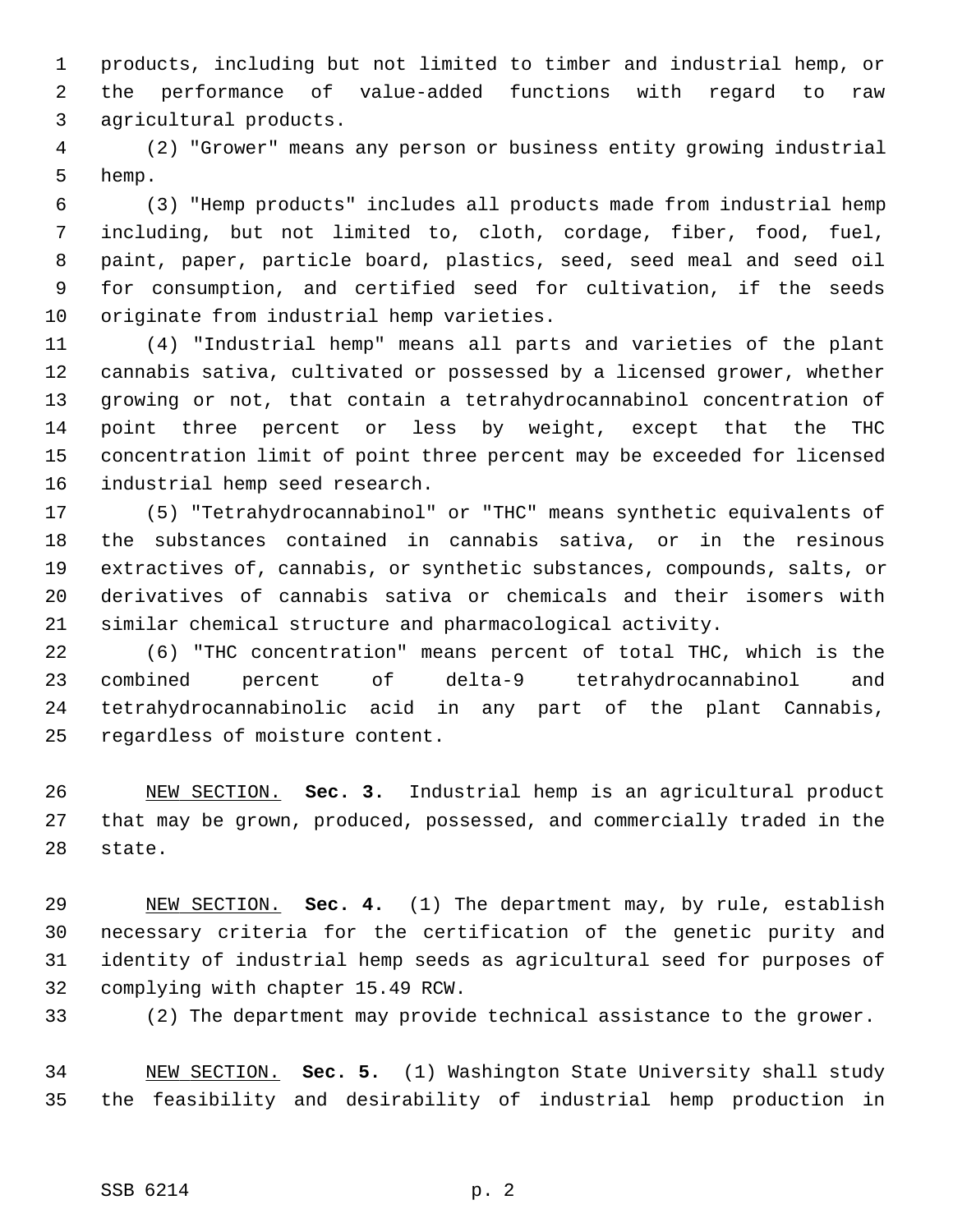products, including but not limited to timber and industrial hemp, or the performance of value-added functions with regard to raw agricultural products.

(2) "Grower" means any person or business entity growing industrial hemp.

(3) "Hemp products" includes all products made from industrial hemp including, but not limited to, cloth, cordage, fiber, food, fuel, paint, paper, particle board, plastics, seed, seed meal and seed oil for consumption, and certified seed for cultivation, if the seeds originate from industrial hemp varieties.

(4) "Industrial hemp" means all parts and varieties of the plant cannabis sativa, cultivated or possessed by a licensed grower, whether growing or not, that contain a tetrahydrocannabinol concentration of point three percent or less by weight, except that the THC concentration limit of point three percent may be exceeded for licensed industrial hemp seed research.

(5) "Tetrahydrocannabinol" or "THC" means synthetic equivalents of the substances contained in cannabis sativa, or in the resinous extractives of, cannabis, or synthetic substances, compounds, salts, or derivatives of cannabis sativa or chemicals and their isomers with similar chemical structure and pharmacological activity.

(6) "THC concentration" means percent of total THC, which is the combined percent of delta-9 tetrahydrocannabinol and tetrahydrocannabinolic acid in any part of the plant Cannabis, regardless of moisture content.

NEW SECTION. **Sec. 3.** Industrial hemp is an agricultural product that may be grown, produced, possessed, and commercially traded in the state.

NEW SECTION. **Sec. 4.** (1) The department may, by rule, establish necessary criteria for the certification of the genetic purity and identity of industrial hemp seeds as agricultural seed for purposes of complying with chapter 15.49 RCW.

(2) The department may provide technical assistance to the grower.

NEW SECTION. **Sec. 5.** (1) Washington State University shall study the feasibility and desirability of industrial hemp production in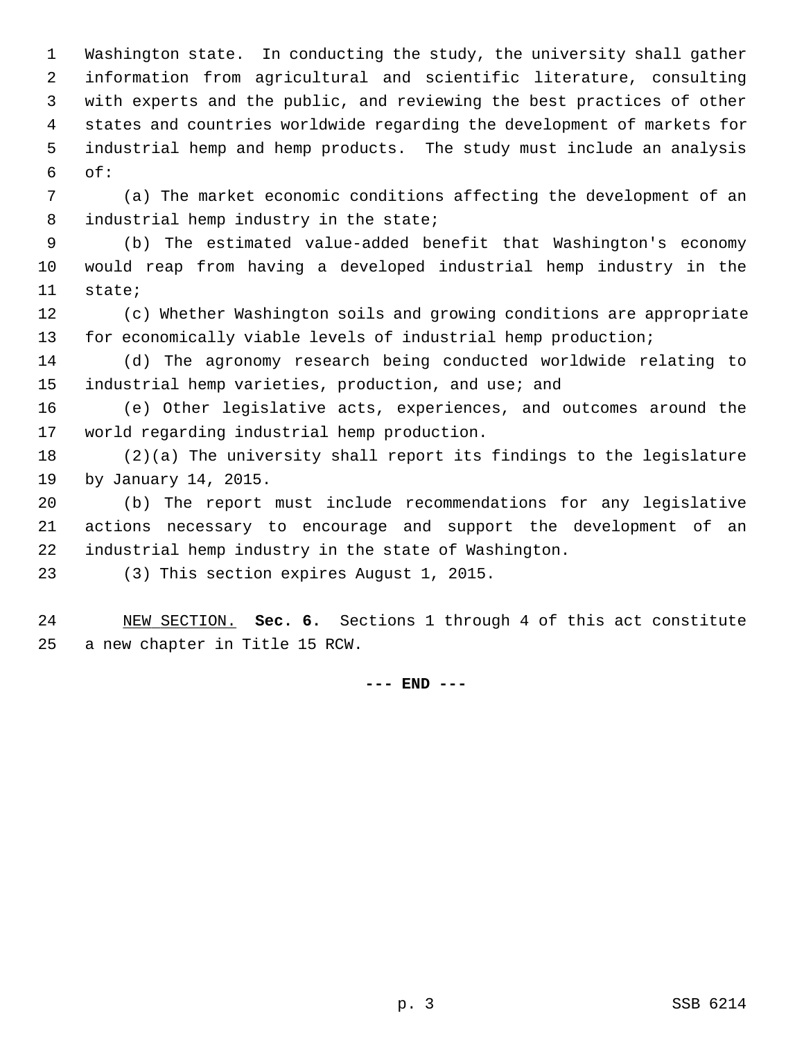Washington state. In conducting the study, the university shall gather information from agricultural and scientific literature, consulting with experts and the public, and reviewing the best practices of other states and countries worldwide regarding the development of markets for industrial hemp and hemp products. The study must include an analysis of:

(a) The market economic conditions affecting the development of an industrial hemp industry in the state;

(b) The estimated value-added benefit that Washington's economy would reap from having a developed industrial hemp industry in the state;

(c) Whether Washington soils and growing conditions are appropriate for economically viable levels of industrial hemp production;

(d) The agronomy research being conducted worldwide relating to industrial hemp varieties, production, and use; and

(e) Other legislative acts, experiences, and outcomes around the world regarding industrial hemp production.

(2)(a) The university shall report its findings to the legislature by January 14, 2015.

(b) The report must include recommendations for any legislative actions necessary to encourage and support the development of an industrial hemp industry in the state of Washington.

(3) This section expires August 1, 2015.

NEW SECTION. **Sec. 6.** Sections 1 through 4 of this act constitute a new chapter in Title 15 RCW.

**--- END ---**